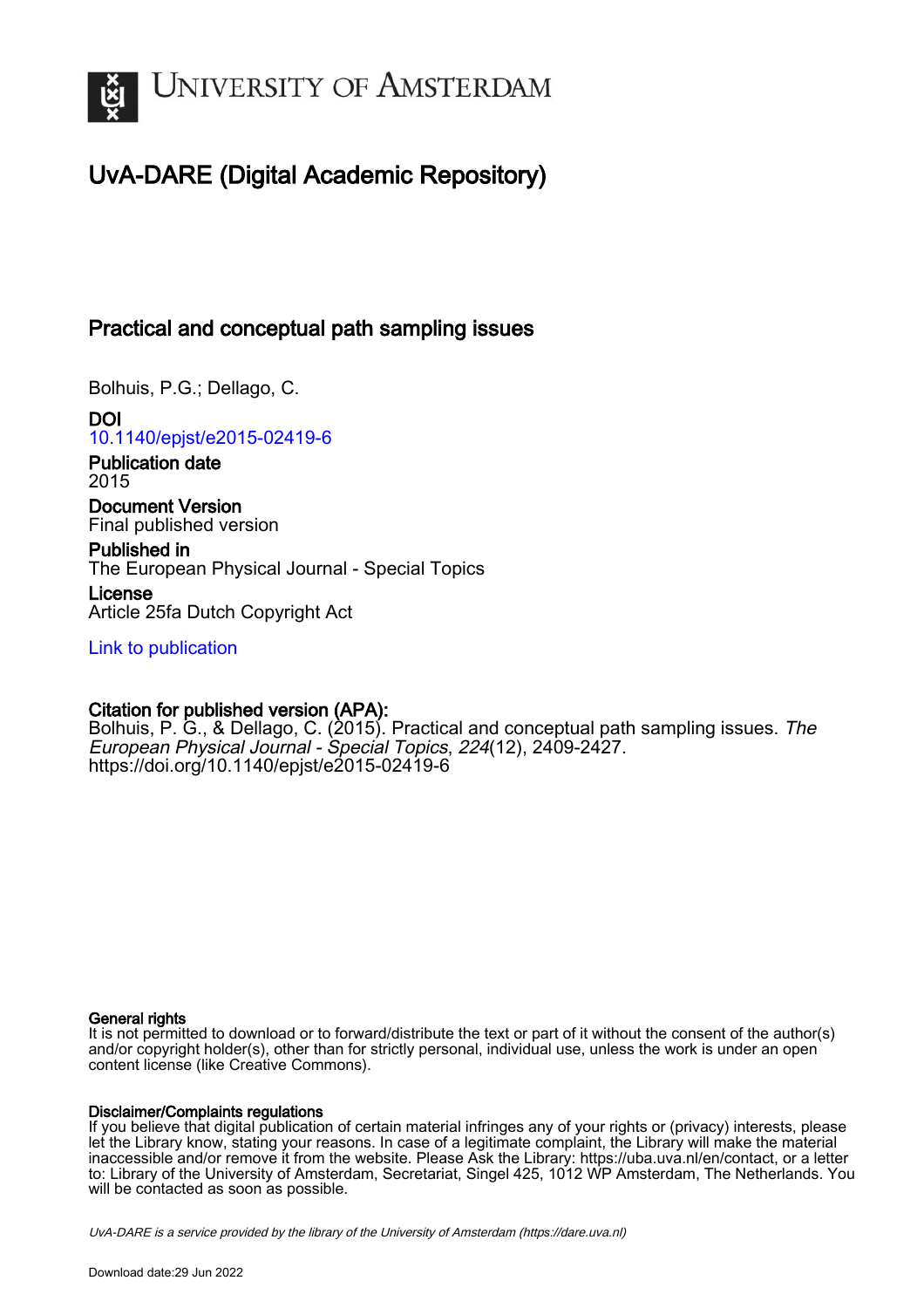UNIVERSITY OF AMSTERDAM

# UvA-DARE (Digital Academic Repository)

## Practical and conceptual path sampling issues

Bolhuis, P.G.; Dellago, C.

**DOI**
10.1140/epjst/e2015-02419-6

**Publication date**
2015

**Document Version**
Final published version

**Published in**
The European Physical Journal - Special Topics

**License**
Article 25fa Dutch Copyright Act

Link to publication

**Citation for published version (APA):**
Bolhuis, P. G., & Dellago, C. (2015). Practical and conceptual path sampling issues. *The European Physical Journal - Special Topics*, *224*(12), 2409-2427. https://doi.org/10.1140/epjst/e2015-02419-6

**General rights**
It is not permitted to download or to forward/distribute the text or part of it without the consent of the author(s) and/or copyright holder(s), other than for strictly personal, individual use, unless the work is under an open content license (like Creative Commons).

**Disclaimer/Complaints regulations**
If you believe that digital publication of certain material infringes any of your rights or (privacy) interests, please let the Library know, stating your reasons. In case of a legitimate complaint, the Library will make the material inaccessible and/or remove it from the website. Please Ask the Library: https://uba.uva.nl/en/contact, or a letter to: Library of the University of Amsterdam, Secretariat, Singel 425, 1012 WP Amsterdam, The Netherlands. You will be contacted as soon as possible.

*UvA-DARE is a service provided by the library of the University of Amsterdam (https://dare.uva.nl)*

Download date:29 Jun 2022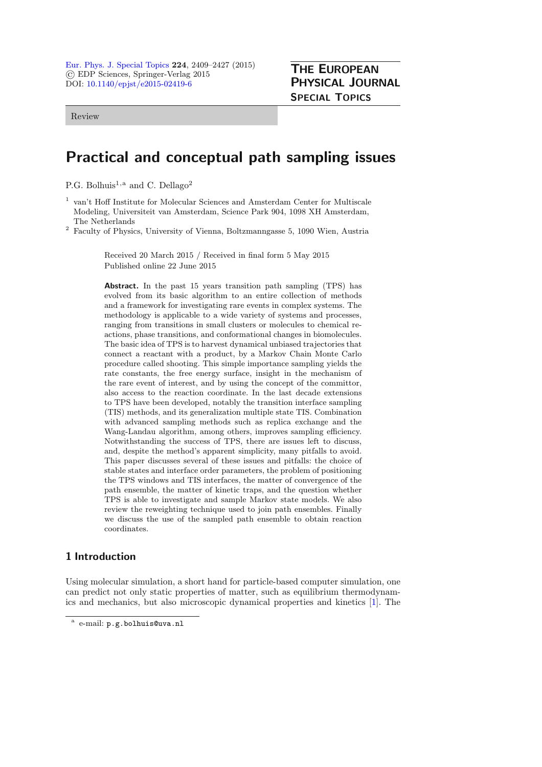Review

# Practical and conceptual path sampling issues

P.G. Bolhuis[1,a] and C. Dellago[2]

[1] van't Hoff Institute for Molecular Sciences and Amsterdam Center for Multiscale Modeling, Universiteit van Amsterdam, Science Park 904, 1098 XH Amsterdam, The Netherlands

[2] Faculty of Physics, University of Vienna, Boltzmanngasse 5, 1090 Wien, Austria

Received 20 March 2015 / Received in final form 5 May 2015
Published online 22 June 2015

**Abstract.** In the past 15 years transition path sampling (TPS) has evolved from its basic algorithm to an entire collection of methods and a framework for investigating rare events in complex systems. The methodology is applicable to a wide variety of systems and processes, ranging from transitions in small clusters or molecules to chemical reactions, phase transitions, and conformational changes in biomolecules. The basic idea of TPS is to harvest dynamical unbiased trajectories that connect a reactant with a product, by a Markov Chain Monte Carlo procedure called shooting. This simple importance sampling yields the rate constants, the free energy surface, insight in the mechanism of the rare event of interest, and by using the concept of the committor, also access to the reaction coordinate. In the last decade extensions to TPS have been developed, notably the transition interface sampling (TIS) methods, and its generalization multiple state TIS. Combination with advanced sampling methods such as replica exchange and the Wang-Landau algorithm, among others, improves sampling efficiency. Notwithstanding the success of TPS, there are issues left to discuss, and, despite the method's apparent simplicity, many pitfalls to avoid. This paper discusses several of these issues and pitfalls: the choice of stable states and interface order parameters, the problem of positioning the TPS windows and TIS interfaces, the matter of convergence of the path ensemble, the matter of kinetic traps, and the question whether TPS is able to investigate and sample Markov state models. We also review the reweighting technique used to join path ensembles. Finally we discuss the use of the sampled path ensemble to obtain reaction coordinates.

## 1 Introduction

Using molecular simulation, a short hand for particle-based computer simulation, one can predict not only static properties of matter, such as equilibrium thermodynamics and mechanics, but also microscopic dynamical properties and kinetics [1]. The

[a] e-mail: p.g.bolhuis@uva.nl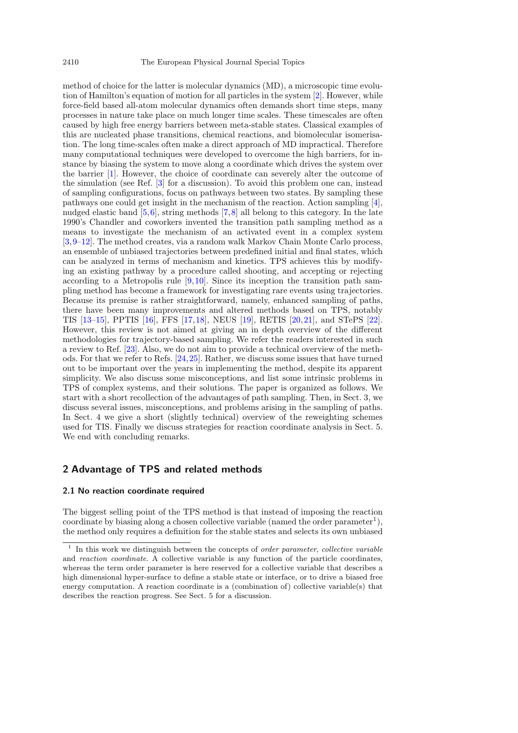method of choice for the latter is molecular dynamics (MD), a microscopic time evolution of Hamilton's equation of motion for all particles in the system [2]. However, while force-field based all-atom molecular dynamics often demands short time steps, many processes in nature take place on much longer time scales. These timescales are often caused by high free energy barriers between meta-stable states. Classical examples of this are nucleated phase transitions, chemical reactions, and biomolecular isomerisation. The long time-scales often make a direct approach of MD impractical. Therefore many computational techniques were developed to overcome the high barriers, for instance by biasing the system to move along a coordinate which drives the system over the barrier [1]. However, the choice of coordinate can severely alter the outcome of the simulation (see Ref. [3] for a discussion). To avoid this problem one can, instead of sampling configurations, focus on pathways between two states. By sampling these pathways one could get insight in the mechanism of the reaction. Action sampling [4], nudged elastic band [5,6], string methods [7,8] all belong to this category. In the late 1990's Chandler and coworkers invented the transition path sampling method as a means to investigate the mechanism of an activated event in a complex system [3,9–12]. The method creates, via a random walk Markov Chain Monte Carlo process, an ensemble of unbiased trajectories between predefined initial and final states, which can be analyzed in terms of mechanism and kinetics. TPS achieves this by modifying an existing pathway by a procedure called shooting, and accepting or rejecting according to a Metropolis rule [9,10]. Since its inception the transition path sampling method has become a framework for investigating rare events using trajectories. Because its premise is rather straightforward, namely, enhanced sampling of paths, there have been many improvements and altered methods based on TPS, notably TIS [13–15], PPTIS [16], FFS [17,18], NEUS [19], RETIS [20,21], and STePS [22]. However, this review is not aimed at giving an in depth overview of the different methodologies for trajectory-based sampling. We refer the readers interested in such a review to Ref. [23]. Also, we do not aim to provide a technical overview of the methods. For that we refer to Refs. [24,25]. Rather, we discuss some issues that have turned out to be important over the years in implementing the method, despite its apparent simplicity. We also discuss some misconceptions, and list some intrinsic problems in TPS of complex systems, and their solutions. The paper is organized as follows. We start with a short recollection of the advantages of path sampling. Then, in Sect. 3, we discuss several issues, misconceptions, and problems arising in the sampling of paths. In Sect. 4 we give a short (slightly technical) overview of the reweighting schemes used for TIS. Finally we discuss strategies for reaction coordinate analysis in Sect. 5. We end with concluding remarks.

## 2 Advantage of TPS and related methods

### 2.1 No reaction coordinate required

The biggest selling point of the TPS method is that instead of imposing the reaction coordinate by biasing along a chosen collective variable (named the order parameter[1]), the method only requires a definition for the stable states and selects its own unbiased

[1] In this work we distinguish between the concepts of *order parameter*, *collective variable* and *reaction coordinate*. A collective variable is any function of the particle coordinates, whereas the term order parameter is here reserved for a collective variable that describes a high dimensional hyper-surface to define a stable state or interface, or to drive a biased free energy computation. A reaction coordinate is a (combination of) collective variable(s) that describes the reaction progress. See Sect. 5 for a discussion.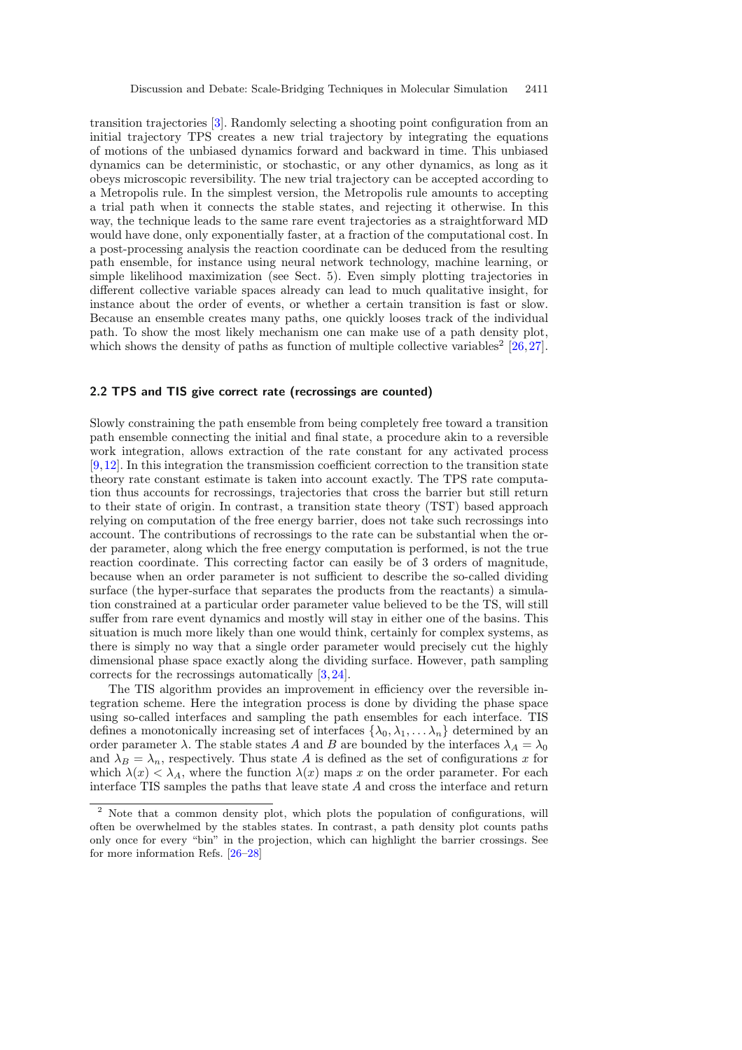transition trajectories [3]. Randomly selecting a shooting point configuration from an initial trajectory TPS creates a new trial trajectory by integrating the equations of motions of the unbiased dynamics forward and backward in time. This unbiased dynamics can be deterministic, or stochastic, or any other dynamics, as long as it obeys microscopic reversibility. The new trial trajectory can be accepted according to a Metropolis rule. In the simplest version, the Metropolis rule amounts to accepting a trial path when it connects the stable states, and rejecting it otherwise. In this way, the technique leads to the same rare event trajectories as a straightforward MD would have done, only exponentially faster, at a fraction of the computational cost. In a post-processing analysis the reaction coordinate can be deduced from the resulting path ensemble, for instance using neural network technology, machine learning, or simple likelihood maximization (see Sect. 5). Even simply plotting trajectories in different collective variable spaces already can lead to much qualitative insight, for instance about the order of events, or whether a certain transition is fast or slow. Because an ensemble creates many paths, one quickly looses track of the individual path. To show the most likely mechanism one can make use of a path density plot, which shows the density of paths as function of multiple collective variables[2] [26,27].

### 2.2 TPS and TIS give correct rate (recrossings are counted)

Slowly constraining the path ensemble from being completely free toward a transition path ensemble connecting the initial and final state, a procedure akin to a reversible work integration, allows extraction of the rate constant for any activated process [9,12]. In this integration the transmission coefficient correction to the transition state theory rate constant estimate is taken into account exactly. The TPS rate computation thus accounts for recrossings, trajectories that cross the barrier but still return to their state of origin. In contrast, a transition state theory (TST) based approach relying on computation of the free energy barrier, does not take such recrossings into account. The contributions of recrossings to the rate can be substantial when the order parameter, along which the free energy computation is performed, is not the true reaction coordinate. This correcting factor can easily be of 3 orders of magnitude, because when an order parameter is not sufficient to describe the so-called dividing surface (the hyper-surface that separates the products from the reactants) a simulation constrained at a particular order parameter value believed to be the TS, will still suffer from rare event dynamics and mostly will stay in either one of the basins. This situation is much more likely than one would think, certainly for complex systems, as there is simply no way that a single order parameter would precisely cut the highly dimensional phase space exactly along the dividing surface. However, path sampling corrects for the recrossings automatically [3,24].

The TIS algorithm provides an improvement in efficiency over the reversible integration scheme. Here the integration process is done by dividing the phase space using so-called interfaces and sampling the path ensembles for each interface. TIS defines a monotonically increasing set of interfaces $\{\lambda_0, \lambda_1, \ldots \lambda_n\}$ determined by an order parameter $\lambda$. The stable states $A$ and $B$ are bounded by the interfaces $\lambda_A = \lambda_0$ and $\lambda_B = \lambda_n$, respectively. Thus state $A$ is defined as the set of configurations $x$ for which $\lambda(x) < \lambda_A$, where the function $\lambda(x)$ maps $x$ on the order parameter. For each interface TIS samples the paths that leave state $A$ and cross the interface and return

---

[2] Note that a common density plot, which plots the population of configurations, will often be overwhelmed by the stables states. In contrast, a path density plot counts paths only once for every "bin" in the projection, which can highlight the barrier crossings. See for more information Refs. [26–28]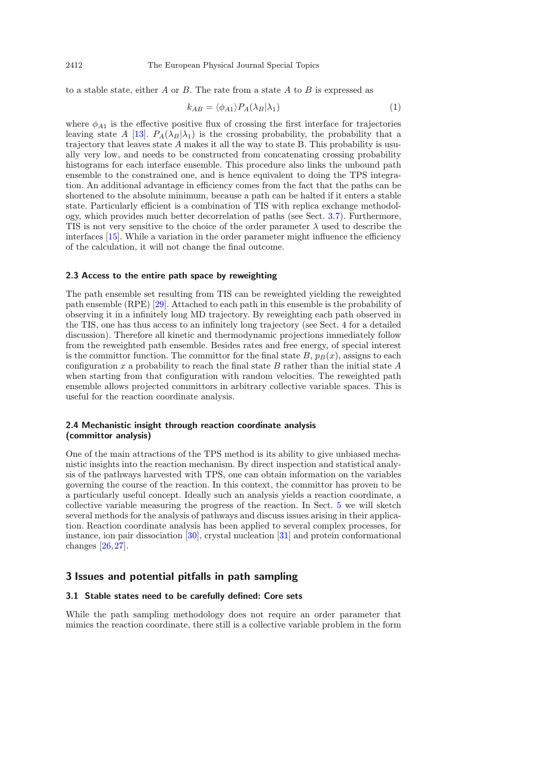to a stable state, either $A$ or $B$. The rate from a state $A$ to $B$ is expressed as

$$k_{AB} = \langle \phi_{A1} \rangle P_A(\lambda_B|\lambda_1) \tag{1}$$

where $\phi_{A1}$ is the effective positive flux of crossing the first interface for trajectories leaving state $A$ [13]. $P_A(\lambda_B|\lambda_1)$ is the crossing probability, the probability that a trajectory that leaves state $A$ makes it all the way to state B. This probability is usually very low, and needs to be constructed from concatenating crossing probability histograms for each interface ensemble. This procedure also links the unbound path ensemble to the constrained one, and is hence equivalent to doing the TPS integration. An additional advantage in efficiency comes from the fact that the paths can be shortened to the absolute minimum, because a path can be halted if it enters a stable state. Particularly efficient is a combination of TIS with replica exchange methodology, which provides much better decorrelation of paths (see Sect. 3.7). Furthermore, TIS is not very sensitive to the choice of the order parameter $\lambda$ used to describe the interfaces [15]. While a variation in the order parameter might influence the efficiency of the calculation, it will not change the final outcome.

### 2.3 Access to the entire path space by reweighting

The path ensemble set resulting from TIS can be reweighted yielding the reweighted path ensemble (RPE) [29]. Attached to each path in this ensemble is the probability of observing it in a infinitely long MD trajectory. By reweighting each path observed in the TIS, one has thus access to an infinitely long trajectory (see Sect. 4 for a detailed discussion). Therefore all kinetic and thermodynamic projections immediately follow from the reweighted path ensemble. Besides rates and free energy, of special interest is the committor function. The committor for the final state $B$, $p_B(x)$, assigns to each configuration $x$ a probability to reach the final state $B$ rather than the initial state $A$ when starting from that configuration with random velocities. The reweighted path ensemble allows projected committors in arbitrary collective variable spaces. This is useful for the reaction coordinate analysis.

### 2.4 Mechanistic insight through reaction coordinate analysis (committor analysis)

One of the main attractions of the TPS method is its ability to give unbiased mechanistic insights into the reaction mechanism. By direct inspection and statistical analysis of the pathways harvested with TPS, one can obtain information on the variables governing the course of the reaction. In this context, the committor has proven to be a particularly useful concept. Ideally such an analysis yields a reaction coordinate, a collective variable measuring the progress of the reaction. In Sect. 5 we will sketch several methods for the analysis of pathways and discuss issues arising in their application. Reaction coordinate analysis has been applied to several complex processes, for instance, ion pair dissociation [30], crystal nucleation [31] and protein conformational changes [26,27].

## 3 Issues and potential pitfalls in path sampling

### 3.1 Stable states need to be carefully defined: Core sets

While the path sampling methodology does not require an order parameter that mimics the reaction coordinate, there still is a collective variable problem in the form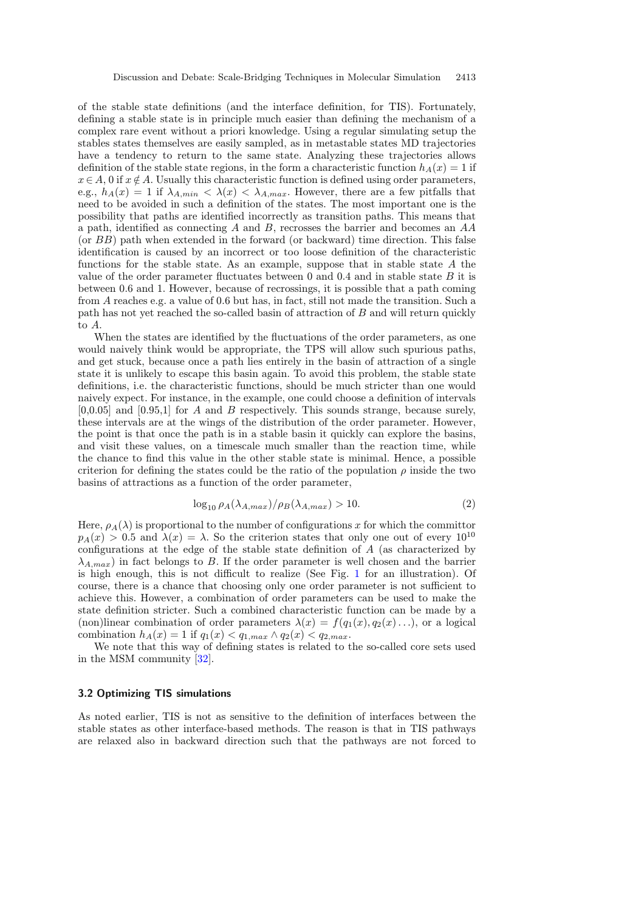of the stable state definitions (and the interface definition, for TIS). Fortunately, defining a stable state is in principle much easier than defining the mechanism of a complex rare event without a priori knowledge. Using a regular simulating setup the stables states themselves are easily sampled, as in metastable states MD trajectories have a tendency to return to the same state. Analyzing these trajectories allows definition of the stable state regions, in the form a characteristic function $h_A(x) = 1$ if $x \in A$, 0 if $x \notin A$. Usually this characteristic function is defined using order parameters, e.g., $h_A(x) = 1$ if $\lambda_{A,min} < \lambda(x) < \lambda_{A,max}$. However, there are a few pitfalls that need to be avoided in such a definition of the states. The most important one is the possibility that paths are identified incorrectly as transition paths. This means that a path, identified as connecting $A$ and $B$, recrosses the barrier and becomes an $AA$ (or $BB$) path when extended in the forward (or backward) time direction. This false identification is caused by an incorrect or too loose definition of the characteristic functions for the stable state. As an example, suppose that in stable state $A$ the value of the order parameter fluctuates between 0 and 0.4 and in stable state $B$ it is between 0.6 and 1. However, because of recrossings, it is possible that a path coming from $A$ reaches e.g. a value of 0.6 but has, in fact, still not made the transition. Such a path has not yet reached the so-called basin of attraction of $B$ and will return quickly to $A$.

When the states are identified by the fluctuations of the order parameters, as one would naively think would be appropriate, the TPS will allow such spurious paths, and get stuck, because once a path lies entirely in the basin of attraction of a single state it is unlikely to escape this basin again. To avoid this problem, the stable state definitions, i.e. the characteristic functions, should be much stricter than one would naively expect. For instance, in the example, one could choose a definition of intervals [0,0.05] and [0.95,1] for $A$ and $B$ respectively. This sounds strange, because surely, these intervals are at the wings of the distribution of the order parameter. However, the point is that once the path is in a stable basin it quickly can explore the basins, and visit these values, on a timescale much smaller than the reaction time, while the chance to find this value in the other stable state is minimal. Hence, a possible criterion for defining the states could be the ratio of the population $\rho$ inside the two basins of attractions as a function of the order parameter,

$$\log_{10} \rho_A(\lambda_{A,max})/\rho_B(\lambda_{A,max}) > 10. \tag{2}$$

Here, $\rho_A(\lambda)$ is proportional to the number of configurations $x$ for which the committor $p_A(x) > 0.5$ and $\lambda(x) = \lambda$. So the criterion states that only one out of every $10^{10}$ configurations at the edge of the stable state definition of $A$ (as characterized by $\lambda_{A,max}$) in fact belongs to $B$. If the order parameter is well chosen and the barrier is high enough, this is not difficult to realize (See Fig. 1 for an illustration). Of course, there is a chance that choosing only one order parameter is not sufficient to achieve this. However, a combination of order parameters can be used to make the state definition stricter. Such a combined characteristic function can be made by a (non)linear combination of order parameters $\lambda(x) = f(q_1(x), q_2(x)\ldots)$, or a logical combination $h_A(x) = 1$ if $q_1(x) < q_{1,max} \wedge q_2(x) < q_{2,max}$.

We note that this way of defining states is related to the so-called core sets used in the MSM community [32].

### 3.2 Optimizing TIS simulations

As noted earlier, TIS is not as sensitive to the definition of interfaces between the stable states as other interface-based methods. The reason is that in TIS pathways are relaxed also in backward direction such that the pathways are not forced to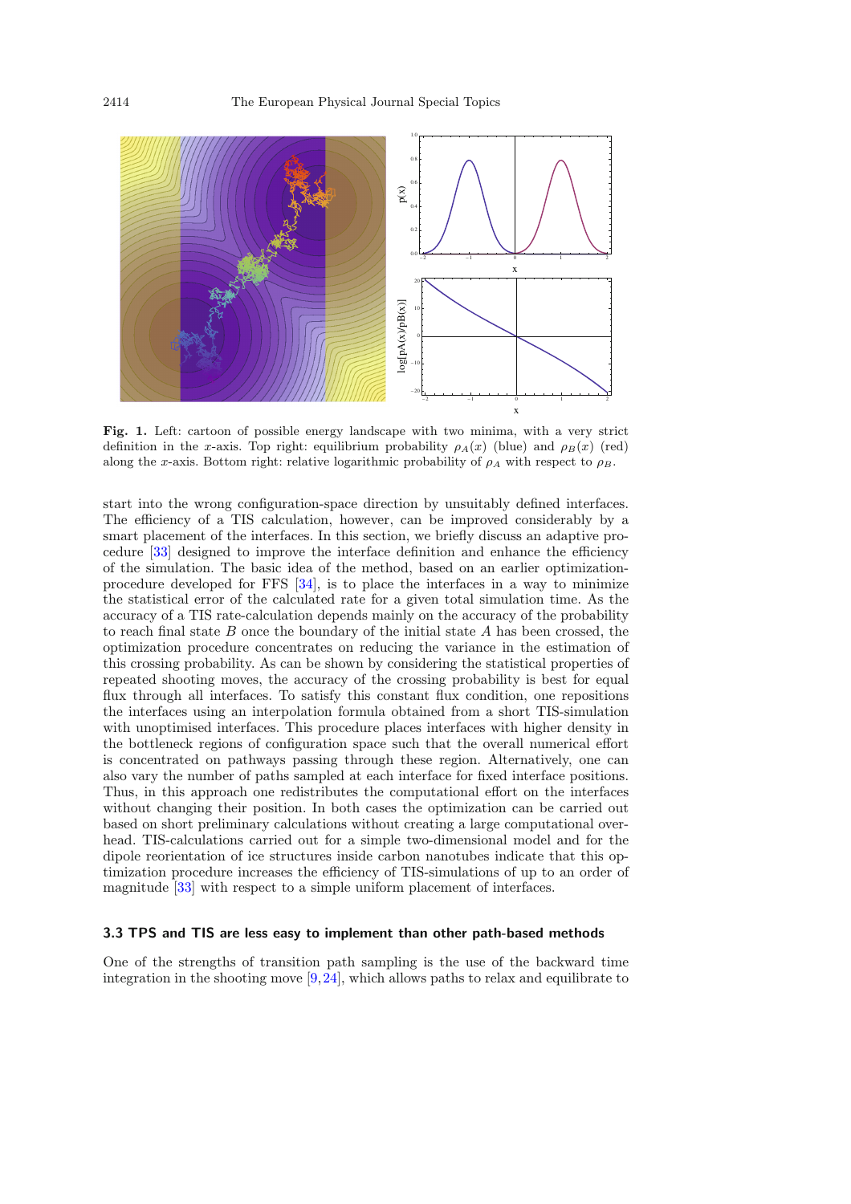p(x)

1.0
0.8
0.6
0.4
0.2
0.0

-2 -1 0 1 2

x

log[pA(x)/pB(x)]

20
10
0
-10
-20

-2 -1 0 1 2

x

**Fig. 1.** Left: cartoon of possible energy landscape with two minima, with a very strict definition in the $x$-axis. Top right: equilibrium probability $\rho_A(x)$ (blue) and $\rho_B(x)$ (red) along the $x$-axis. Bottom right: relative logarithmic probability of $\rho_A$ with respect to $\rho_B$.

start into the wrong configuration-space direction by unsuitably defined interfaces. The efficiency of a TIS calculation, however, can be improved considerably by a smart placement of the interfaces. In this section, we briefly discuss an adaptive procedure [33] designed to improve the interface definition and enhance the efficiency of the simulation. The basic idea of the method, based on an earlier optimization-procedure developed for FFS [34], is to place the interfaces in a way to minimize the statistical error of the calculated rate for a given total simulation time. As the accuracy of a TIS rate-calculation depends mainly on the accuracy of the probability to reach final state $B$ once the boundary of the initial state $A$ has been crossed, the optimization procedure concentrates on reducing the variance in the estimation of this crossing probability. As can be shown by considering the statistical properties of repeated shooting moves, the accuracy of the crossing probability is best for equal flux through all interfaces. To satisfy this constant flux condition, one repositions the interfaces using an interpolation formula obtained from a short TIS-simulation with unoptimised interfaces. This procedure places interfaces with higher density in the bottleneck regions of configuration space such that the overall numerical effort is concentrated on pathways passing through these region. Alternatively, one can also vary the number of paths sampled at each interface for fixed interface positions. Thus, in this approach one redistributes the computational effort on the interfaces without changing their position. In both cases the optimization can be carried out based on short preliminary calculations without creating a large computational overhead. TIS-calculations carried out for a simple two-dimensional model and for the dipole reorientation of ice structures inside carbon nanotubes indicate that this optimization procedure increases the efficiency of TIS-simulations of up to an order of magnitude [33] with respect to a simple uniform placement of interfaces.

### 3.3 TPS and TIS are less easy to implement than other path-based methods

One of the strengths of transition path sampling is the use of the backward time integration in the shooting move [9, 24], which allows paths to relax and equilibrate to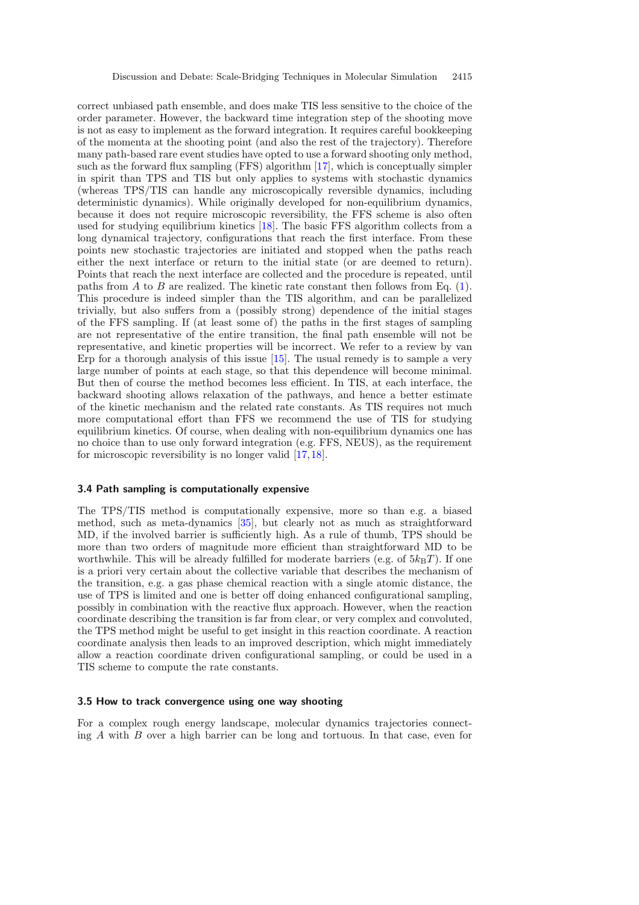correct unbiased path ensemble, and does make TIS less sensitive to the choice of the order parameter. However, the backward time integration step of the shooting move is not as easy to implement as the forward integration. It requires careful bookkeeping of the momenta at the shooting point (and also the rest of the trajectory). Therefore many path-based rare event studies have opted to use a forward shooting only method, such as the forward flux sampling (FFS) algorithm [17], which is conceptually simpler in spirit than TPS and TIS but only applies to systems with stochastic dynamics (whereas TPS/TIS can handle any microscopically reversible dynamics, including deterministic dynamics). While originally developed for non-equilibrium dynamics, because it does not require microscopic reversibility, the FFS scheme is also often used for studying equilibrium kinetics [18]. The basic FFS algorithm collects from a long dynamical trajectory, configurations that reach the first interface. From these points new stochastic trajectories are initiated and stopped when the paths reach either the next interface or return to the initial state (or are deemed to return). Points that reach the next interface are collected and the procedure is repeated, until paths from $A$ to $B$ are realized. The kinetic rate constant then follows from Eq. (1). This procedure is indeed simpler than the TIS algorithm, and can be parallelized trivially, but also suffers from a (possibly strong) dependence of the initial stages of the FFS sampling. If (at least some of) the paths in the first stages of sampling are not representative of the entire transition, the final path ensemble will not be representative, and kinetic properties will be incorrect. We refer to a review by van Erp for a thorough analysis of this issue [15]. The usual remedy is to sample a very large number of points at each stage, so that this dependence will become minimal. But then of course the method becomes less efficient. In TIS, at each interface, the backward shooting allows relaxation of the pathways, and hence a better estimate of the kinetic mechanism and the related rate constants. As TIS requires not much more computational effort than FFS we recommend the use of TIS for studying equilibrium kinetics. Of course, when dealing with non-equilibrium dynamics one has no choice than to use only forward integration (e.g. FFS, NEUS), as the requirement for microscopic reversibility is no longer valid [17,18].

### 3.4 Path sampling is computationally expensive

The TPS/TIS method is computationally expensive, more so than e.g. a biased method, such as meta-dynamics [35], but clearly not as much as straightforward MD, if the involved barrier is sufficiently high. As a rule of thumb, TPS should be more than two orders of magnitude more efficient than straightforward MD to be worthwhile. This will be already fulfilled for moderate barriers (e.g. of $5k_{\mathrm{B}}T$). If one is a priori very certain about the collective variable that describes the mechanism of the transition, e.g. a gas phase chemical reaction with a single atomic distance, the use of TPS is limited and one is better off doing enhanced configurational sampling, possibly in combination with the reactive flux approach. However, when the reaction coordinate describing the transition is far from clear, or very complex and convoluted, the TPS method might be useful to get insight in this reaction coordinate. A reaction coordinate analysis then leads to an improved description, which might immediately allow a reaction coordinate driven configurational sampling, or could be used in a TIS scheme to compute the rate constants.

### 3.5 How to track convergence using one way shooting

For a complex rough energy landscape, molecular dynamics trajectories connecting $A$ with $B$ over a high barrier can be long and tortuous. In that case, even for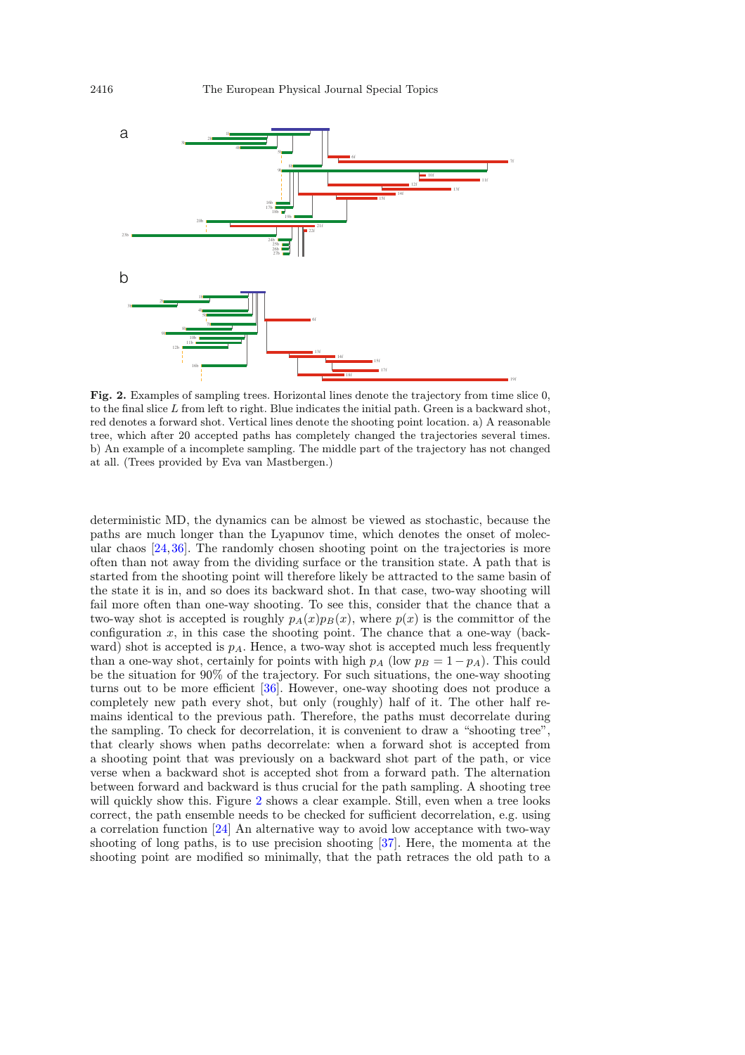**Fig. 2.** Examples of sampling trees. Horizontal lines denote the trajectory from time slice 0, to the final slice $L$ from left to right. Blue indicates the initial path. Green is a backward shot, red denotes a forward shot. Vertical lines denote the shooting point location. a) A reasonable tree, which after 20 accepted paths has completely changed the trajectories several times. b) An example of a incomplete sampling. The middle part of the trajectory has not changed at all. (Trees provided by Eva van Mastbergen.)

deterministic MD, the dynamics can be almost be viewed as stochastic, because the paths are much longer than the Lyapunov time, which denotes the onset of molecular chaos [24,36]. The randomly chosen shooting point on the trajectories is more often than not away from the dividing surface or the transition state. A path that is started from the shooting point will therefore likely be attracted to the same basin of the state it is in, and so does its backward shot. In that case, two-way shooting will fail more often than one-way shooting. To see this, consider that the chance that a two-way shot is accepted is roughly $p_A(x)p_B(x)$, where $p(x)$ is the committor of the configuration $x$, in this case the shooting point. The chance that a one-way (backward) shot is accepted is $p_A$. Hence, a two-way shot is accepted much less frequently than a one-way shot, certainly for points with high $p_A$ (low $p_B = 1 - p_A$). This could be the situation for 90% of the trajectory. For such situations, the one-way shooting turns out to be more efficient [36]. However, one-way shooting does not produce a completely new path every shot, but only (roughly) half of it. The other half remains identical to the previous path. Therefore, the paths must decorrelate during the sampling. To check for decorrelation, it is convenient to draw a "shooting tree", that clearly shows when paths decorrelate: when a forward shot is accepted from a shooting point that was previously on a backward shot part of the path, or vice verse when a backward shot is accepted shot from a forward path. The alternation between forward and backward is thus crucial for the path sampling. A shooting tree will quickly show this. Figure 2 shows a clear example. Still, even when a tree looks correct, the path ensemble needs to be checked for sufficient decorrelation, e.g. using a correlation function [24] An alternative way to avoid low acceptance with two-way shooting of long paths, is to use precision shooting [37]. Here, the momenta at the shooting point are modified so minimally, that the path retraces the old path to a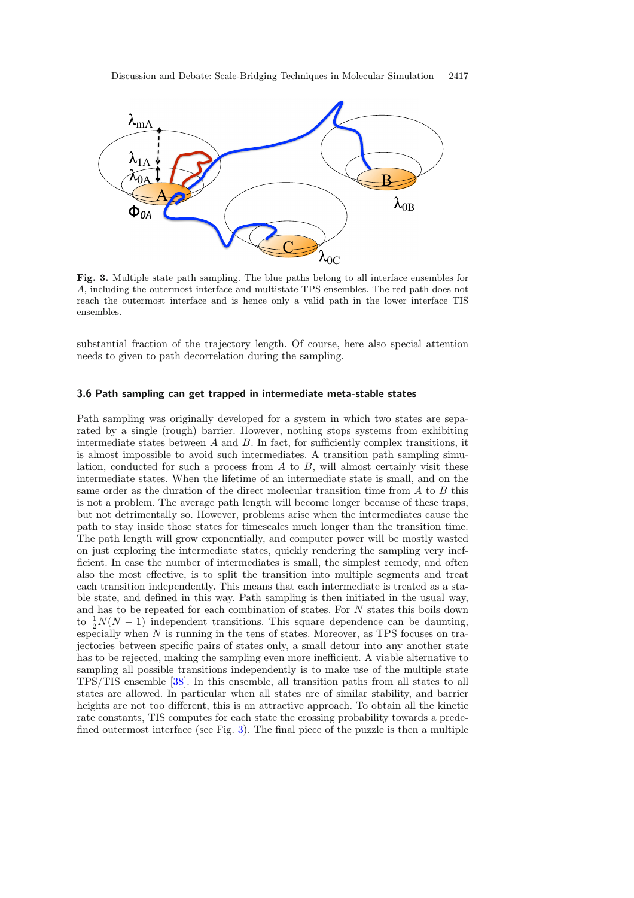Fig. 3. Multiple state path sampling. The blue paths belong to all interface ensembles for $A$, including the outermost interface and multistate TPS ensembles. The red path does not reach the outermost interface and is hence only a valid path in the lower interface TIS ensembles.

substantial fraction of the trajectory length. Of course, here also special attention needs to given to path decorrelation during the sampling.

### 3.6 Path sampling can get trapped in intermediate meta-stable states

Path sampling was originally developed for a system in which two states are separated by a single (rough) barrier. However, nothing stops systems from exhibiting intermediate states between $A$ and $B$. In fact, for sufficiently complex transitions, it is almost impossible to avoid such intermediates. A transition path sampling simulation, conducted for such a process from $A$ to $B$, will almost certainly visit these intermediate states. When the lifetime of an intermediate state is small, and on the same order as the duration of the direct molecular transition time from $A$ to $B$ this is not a problem. The average path length will become longer because of these traps, but not detrimentally so. However, problems arise when the intermediates cause the path to stay inside those states for timescales much longer than the transition time. The path length will grow exponentially, and computer power will be mostly wasted on just exploring the intermediate states, quickly rendering the sampling very inefficient. In case the number of intermediates is small, the simplest remedy, and often also the most effective, is to split the transition into multiple segments and treat each transition independently. This means that each intermediate is treated as a stable state, and defined in this way. Path sampling is then initiated in the usual way, and has to be repeated for each combination of states. For $N$ states this boils down to $\frac{1}{2}N(N-1)$ independent transitions. This square dependence can be daunting, especially when $N$ is running in the tens of states. Moreover, as TPS focuses on trajectories between specific pairs of states only, a small detour into any another state has to be rejected, making the sampling even more inefficient. A viable alternative to sampling all possible transitions independently is to make use of the multiple state TPS/TIS ensemble [38]. In this ensemble, all transition paths from all states to all states are allowed. In particular when all states are of similar stability, and barrier heights are not too different, this is an attractive approach. To obtain all the kinetic rate constants, TIS computes for each state the crossing probability towards a predefined outermost interface (see Fig. 3). The final piece of the puzzle is then a multiple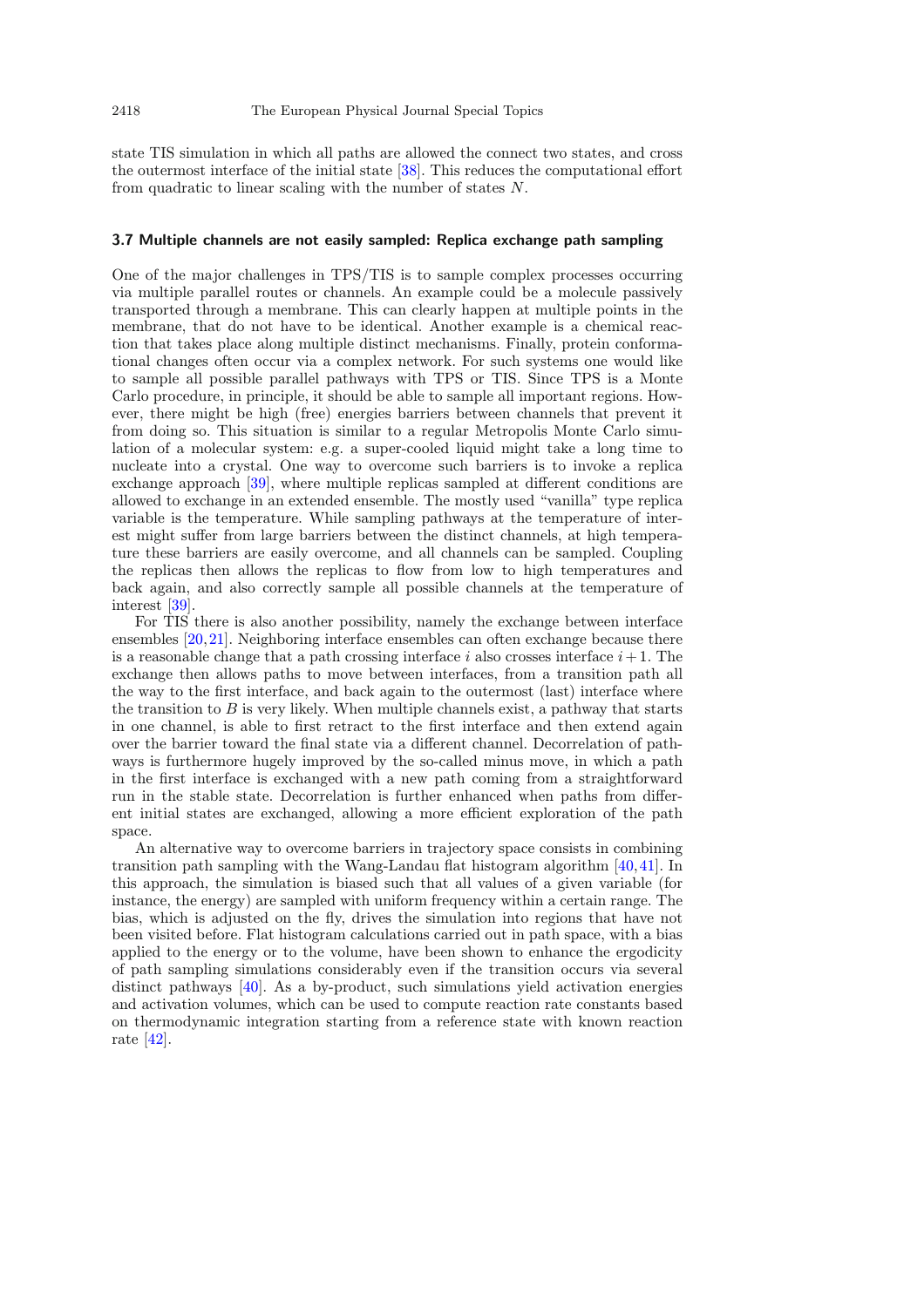state TIS simulation in which all paths are allowed the connect two states, and cross the outermost interface of the initial state [38]. This reduces the computational effort from quadratic to linear scaling with the number of states $N$.

### 3.7 Multiple channels are not easily sampled: Replica exchange path sampling

One of the major challenges in TPS/TIS is to sample complex processes occurring via multiple parallel routes or channels. An example could be a molecule passively transported through a membrane. This can clearly happen at multiple points in the membrane, that do not have to be identical. Another example is a chemical reaction that takes place along multiple distinct mechanisms. Finally, protein conformational changes often occur via a complex network. For such systems one would like to sample all possible parallel pathways with TPS or TIS. Since TPS is a Monte Carlo procedure, in principle, it should be able to sample all important regions. However, there might be high (free) energies barriers between channels that prevent it from doing so. This situation is similar to a regular Metropolis Monte Carlo simulation of a molecular system: e.g. a super-cooled liquid might take a long time to nucleate into a crystal. One way to overcome such barriers is to invoke a replica exchange approach [39], where multiple replicas sampled at different conditions are allowed to exchange in an extended ensemble. The mostly used "vanilla" type replica variable is the temperature. While sampling pathways at the temperature of interest might suffer from large barriers between the distinct channels, at high temperature these barriers are easily overcome, and all channels can be sampled. Coupling the replicas then allows the replicas to flow from low to high temperatures and back again, and also correctly sample all possible channels at the temperature of interest [39].

For TIS there is also another possibility, namely the exchange between interface ensembles [20,21]. Neighboring interface ensembles can often exchange because there is a reasonable change that a path crossing interface $i$ also crosses interface $i+1$. The exchange then allows paths to move between interfaces, from a transition path all the way to the first interface, and back again to the outermost (last) interface where the transition to $B$ is very likely. When multiple channels exist, a pathway that starts in one channel, is able to first retract to the first interface and then extend again over the barrier toward the final state via a different channel. Decorrelation of pathways is furthermore hugely improved by the so-called minus move, in which a path in the first interface is exchanged with a new path coming from a straightforward run in the stable state. Decorrelation is further enhanced when paths from different initial states are exchanged, allowing a more efficient exploration of the path space.

An alternative way to overcome barriers in trajectory space consists in combining transition path sampling with the Wang-Landau flat histogram algorithm [40,41]. In this approach, the simulation is biased such that all values of a given variable (for instance, the energy) are sampled with uniform frequency within a certain range. The bias, which is adjusted on the fly, drives the simulation into regions that have not been visited before. Flat histogram calculations carried out in path space, with a bias applied to the energy or to the volume, have been shown to enhance the ergodicity of path sampling simulations considerably even if the transition occurs via several distinct pathways [40]. As a by-product, such simulations yield activation energies and activation volumes, which can be used to compute reaction rate constants based on thermodynamic integration starting from a reference state with known reaction rate [42].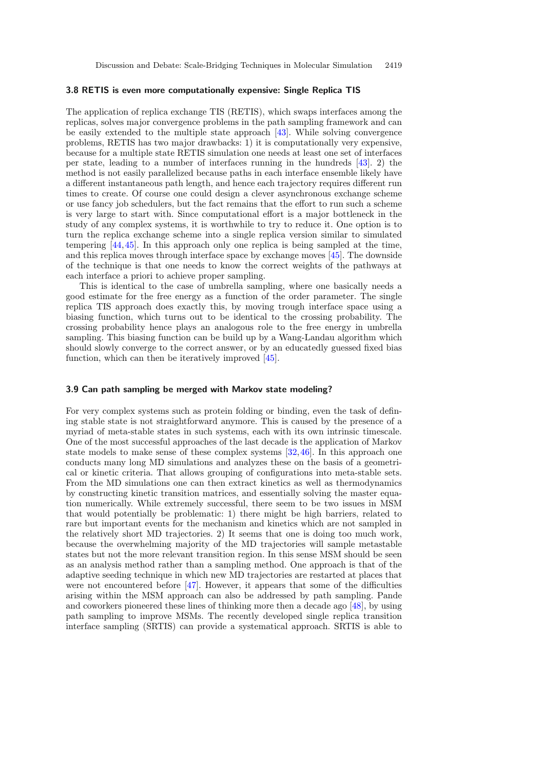### 3.8 RETIS is even more computationally expensive: Single Replica TIS

The application of replica exchange TIS (RETIS), which swaps interfaces among the replicas, solves major convergence problems in the path sampling framework and can be easily extended to the multiple state approach [43]. While solving convergence problems, RETIS has two major drawbacks: 1) it is computationally very expensive, because for a multiple state RETIS simulation one needs at least one set of interfaces per state, leading to a number of interfaces running in the hundreds [43]. 2) the method is not easily parallelized because paths in each interface ensemble likely have a different instantaneous path length, and hence each trajectory requires different run times to create. Of course one could design a clever asynchronous exchange scheme or use fancy job schedulers, but the fact remains that the effort to run such a scheme is very large to start with. Since computational effort is a major bottleneck in the study of any complex systems, it is worthwhile to try to reduce it. One option is to turn the replica exchange scheme into a single replica version similar to simulated tempering [44,45]. In this approach only one replica is being sampled at the time, and this replica moves through interface space by exchange moves [45]. The downside of the technique is that one needs to know the correct weights of the pathways at each interface a priori to achieve proper sampling.

This is identical to the case of umbrella sampling, where one basically needs a good estimate for the free energy as a function of the order parameter. The single replica TIS approach does exactly this, by moving trough interface space using a biasing function, which turns out to be identical to the crossing probability. The crossing probability hence plays an analogous role to the free energy in umbrella sampling. This biasing function can be build up by a Wang-Landau algorithm which should slowly converge to the correct answer, or by an educatedly guessed fixed bias function, which can then be iteratively improved [45].

### 3.9 Can path sampling be merged with Markov state modeling?

For very complex systems such as protein folding or binding, even the task of defining stable state is not straightforward anymore. This is caused by the presence of a myriad of meta-stable states in such systems, each with its own intrinsic timescale. One of the most successful approaches of the last decade is the application of Markov state models to make sense of these complex systems [32,46]. In this approach one conducts many long MD simulations and analyzes these on the basis of a geometrical or kinetic criteria. That allows grouping of configurations into meta-stable sets. From the MD simulations one can then extract kinetics as well as thermodynamics by constructing kinetic transition matrices, and essentially solving the master equation numerically. While extremely successful, there seem to be two issues in MSM that would potentially be problematic: 1) there might be high barriers, related to rare but important events for the mechanism and kinetics which are not sampled in the relatively short MD trajectories. 2) It seems that one is doing too much work, because the overwhelming majority of the MD trajectories will sample metastable states but not the more relevant transition region. In this sense MSM should be seen as an analysis method rather than a sampling method. One approach is that of the adaptive seeding technique in which new MD trajectories are restarted at places that were not encountered before [47]. However, it appears that some of the difficulties arising within the MSM approach can also be addressed by path sampling. Pande and coworkers pioneered these lines of thinking more then a decade ago [48], by using path sampling to improve MSMs. The recently developed single replica transition interface sampling (SRTIS) can provide a systematical approach. SRTIS is able to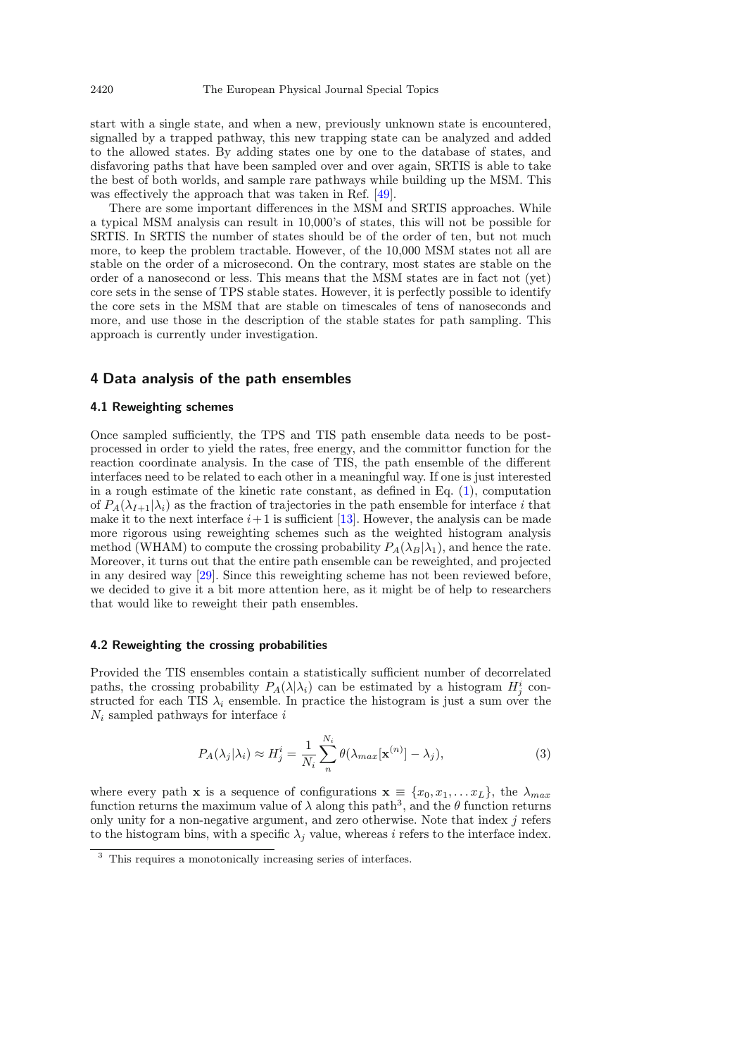start with a single state, and when a new, previously unknown state is encountered, signalled by a trapped pathway, this new trapping state can be analyzed and added to the allowed states. By adding states one by one to the database of states, and disfavoring paths that have been sampled over and over again, SRTIS is able to take the best of both worlds, and sample rare pathways while building up the MSM. This was effectively the approach that was taken in Ref. [49].

There are some important differences in the MSM and SRTIS approaches. While a typical MSM analysis can result in 10,000's of states, this will not be possible for SRTIS. In SRTIS the number of states should be of the order of ten, but not much more, to keep the problem tractable. However, of the 10,000 MSM states not all are stable on the order of a microsecond. On the contrary, most states are stable on the order of a nanosecond or less. This means that the MSM states are in fact not (yet) core sets in the sense of TPS stable states. However, it is perfectly possible to identify the core sets in the MSM that are stable on timescales of tens of nanoseconds and more, and use those in the description of the stable states for path sampling. This approach is currently under investigation.

## 4 Data analysis of the path ensembles

### 4.1 Reweighting schemes

Once sampled sufficiently, the TPS and TIS path ensemble data needs to be post-processed in order to yield the rates, free energy, and the committor function for the reaction coordinate analysis. In the case of TIS, the path ensemble of the different interfaces need to be related to each other in a meaningful way. If one is just interested in a rough estimate of the kinetic rate constant, as defined in Eq. (1), computation of $P_A(\lambda_{I+1}|\lambda_i)$ as the fraction of trajectories in the path ensemble for interface $i$ that make it to the next interface $i+1$ is sufficient [13]. However, the analysis can be made more rigorous using reweighting schemes such as the weighted histogram analysis method (WHAM) to compute the crossing probability $P_A(\lambda_B|\lambda_1)$, and hence the rate. Moreover, it turns out that the entire path ensemble can be reweighted, and projected in any desired way [29]. Since this reweighting scheme has not been reviewed before, we decided to give it a bit more attention here, as it might be of help to researchers that would like to reweight their path ensembles.

### 4.2 Reweighting the crossing probabilities

Provided the TIS ensembles contain a statistically sufficient number of decorrelated paths, the crossing probability $P_A(\lambda|\lambda_i)$ can be estimated by a histogram $H^i_j$ constructed for each TIS $\lambda_i$ ensemble. In practice the histogram is just a sum over the $N_i$ sampled pathways for interface $i$

$$P_A(\lambda_j|\lambda_i) \approx H^i_j = \frac{1}{N_i}\sum_{n}^{N_i} \theta(\lambda_{max}[\mathbf{x}^{(n)}] - \lambda_j), \tag{3}$$

where every path $\mathbf{x}$ is a sequence of configurations $\mathbf{x} \equiv \{x_0, x_1, \ldots x_L\}$, the $\lambda_{max}$ function returns the maximum value of $\lambda$ along this path[3], and the $\theta$ function returns only unity for a non-negative argument, and zero otherwise. Note that index $j$ refers to the histogram bins, with a specific $\lambda_j$ value, whereas $i$ refers to the interface index.

[3] This requires a monotonically increasing series of interfaces.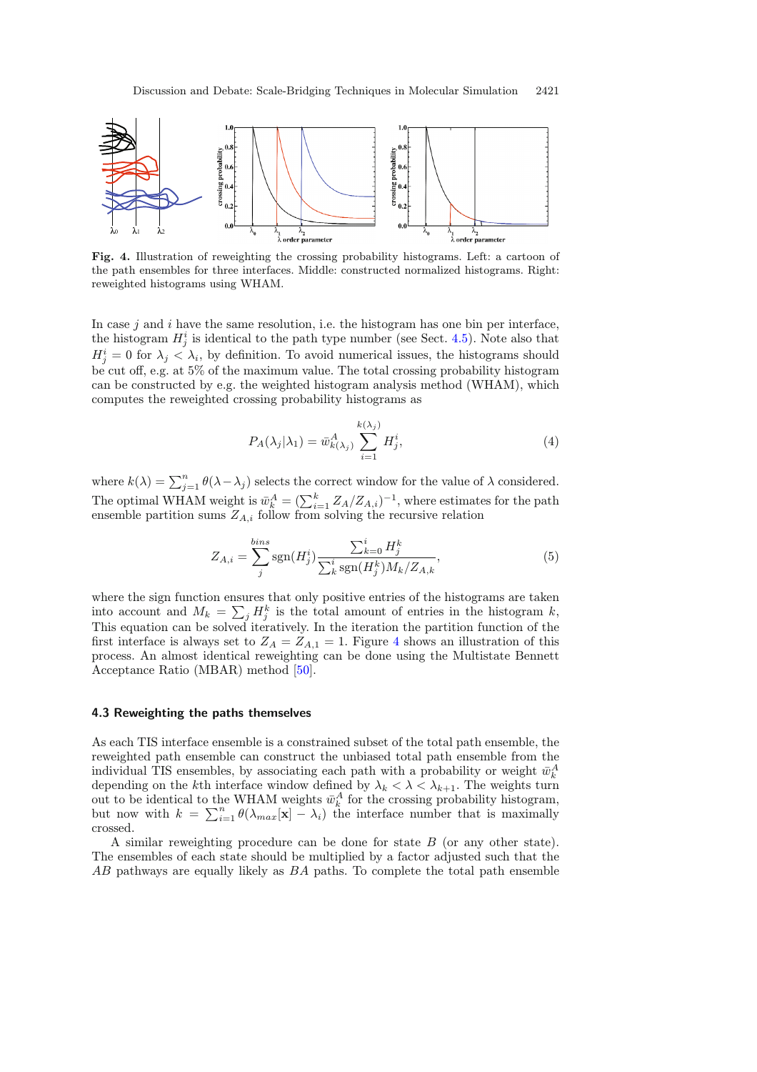**Fig. 4.** Illustration of reweighting the crossing probability histograms. Left: a cartoon of the path ensembles for three interfaces. Middle: constructed normalized histograms. Right: reweighted histograms using WHAM.

In case $j$ and $i$ have the same resolution, i.e. the histogram has one bin per interface, the histogram $H_j^i$ is identical to the path type number (see Sect. 4.5). Note also that $H_j^i = 0$ for $\lambda_j < \lambda_i$, by definition. To avoid numerical issues, the histograms should be cut off, e.g. at 5% of the maximum value. The total crossing probability histogram can be constructed by e.g. the weighted histogram analysis method (WHAM), which computes the reweighted crossing probability histograms as

$$P_A(\lambda_j|\lambda_1) = \bar{w}^A_{k(\lambda_j)} \sum_{i=1}^{k(\lambda_j)} H_j^i, \tag{4}$$

where $k(\lambda) = \sum_{j=1}^{n} \theta(\lambda - \lambda_j)$ selects the correct window for the value of $\lambda$ considered. The optimal WHAM weight is $\bar{w}_k^A = (\sum_{i=1}^{k} Z_A/Z_{A,i})^{-1}$, where estimates for the path ensemble partition sums $Z_{A,i}$ follow from solving the recursive relation

$$Z_{A,i} = \sum_{j}^{bins} \text{sgn}(H_j^i) \frac{\sum_{k=0}^{i} H_j^k}{\sum_{k}^{i} \text{sgn}(H_j^k) M_k / Z_{A,k}}, \tag{5}$$

where the sign function ensures that only positive entries of the histograms are taken into account and $M_k = \sum_j H_j^k$ is the total amount of entries in the histogram $k$, This equation can be solved iteratively. In the iteration the partition function of the first interface is always set to $Z_A = Z_{A,1} = 1$. Figure 4 shows an illustration of this process. An almost identical reweighting can be done using the Multistate Bennett Acceptance Ratio (MBAR) method [50].

### 4.3 Reweighting the paths themselves

As each TIS interface ensemble is a constrained subset of the total path ensemble, the reweighted path ensemble can construct the unbiased total path ensemble from the individual TIS ensembles, by associating each path with a probability or weight $\bar{w}_k^A$ depending on the $k$th interface window defined by $\lambda_k < \lambda < \lambda_{k+1}$. The weights turn out to be identical to the WHAM weights $\bar{w}_k^A$ for the crossing probability histogram, but now with $k = \sum_{i=1}^{n} \theta(\lambda_{max}[\mathbf{x}] - \lambda_i)$ the interface number that is maximally crossed.

A similar reweighting procedure can be done for state $B$ (or any other state). The ensembles of each state should be multiplied by a factor adjusted such that the $AB$ pathways are equally likely as $BA$ paths. To complete the total path ensemble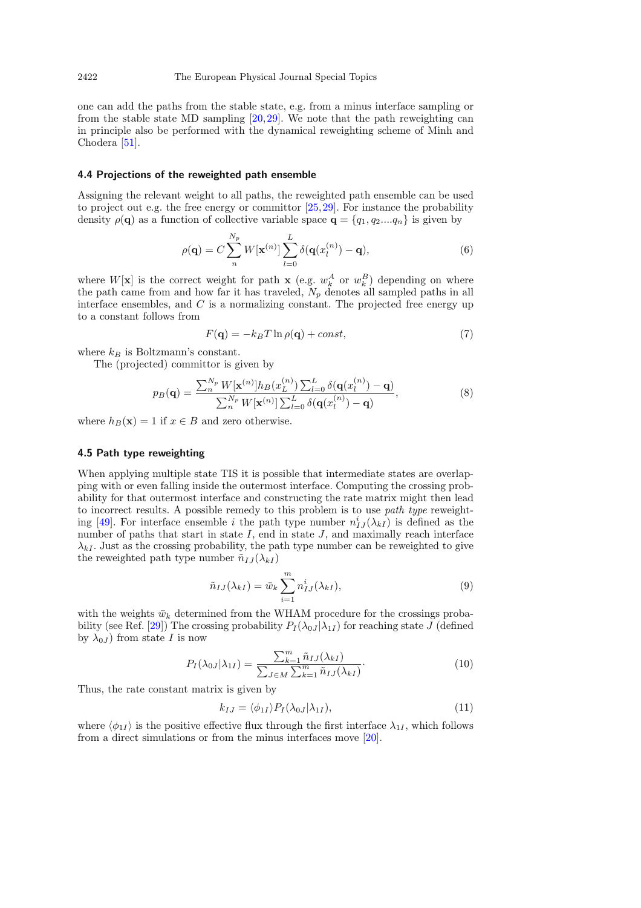one can add the paths from the stable state, e.g. from a minus interface sampling or from the stable state MD sampling [20,29]. We note that the path reweighting can in principle also be performed with the dynamical reweighting scheme of Minh and Chodera [51].

### 4.4 Projections of the reweighted path ensemble

Assigning the relevant weight to all paths, the reweighted path ensemble can be used to project out e.g. the free energy or committor [25,29]. For instance the probability density $\rho(\mathbf{q})$ as a function of collective variable space $\mathbf{q} = \{q_1, q_2....q_n\}$ is given by

$$\rho(\mathbf{q}) = C \sum_{n}^{N_p} W[\mathbf{x}^{(n)}] \sum_{l=0}^{L} \delta(\mathbf{q}(x_l^{(n)}) - \mathbf{q}), \tag{6}$$

where $W[\mathbf{x}]$ is the correct weight for path $\mathbf{x}$ (e.g. $w_k^A$ or $w_k^B$) depending on where the path came from and how far it has traveled, $N_p$ denotes all sampled paths in all interface ensembles, and $C$ is a normalizing constant. The projected free energy up to a constant follows from

$$F(\mathbf{q}) = -k_B T \ln \rho(\mathbf{q}) + const, \tag{7}$$

where $k_B$ is Boltzmann's constant.

The (projected) committor is given by

$$p_B(\mathbf{q}) = \frac{\sum_n^{N_p} W[\mathbf{x}^{(n)}] h_B(x_L^{(n)}) \sum_{l=0}^{L} \delta(\mathbf{q}(x_l^{(n)}) - \mathbf{q})}{\sum_n^{N_p} W[\mathbf{x}^{(n)}] \sum_{l=0}^{L} \delta(\mathbf{q}(x_l^{(n)}) - \mathbf{q})}, \tag{8}$$

where $h_B(\mathbf{x}) = 1$ if $x \in B$ and zero otherwise.

### 4.5 Path type reweighting

When applying multiple state TIS it is possible that intermediate states are overlapping with or even falling inside the outermost interface. Computing the crossing probability for that outermost interface and constructing the rate matrix might then lead to incorrect results. A possible remedy to this problem is to use *path type* reweighting [49]. For interface ensemble $i$ the path type number $n_{IJ}^i(\lambda_{kI})$ is defined as the number of paths that start in state $I$, end in state $J$, and maximally reach interface $\lambda_{kI}$. Just as the crossing probability, the path type number can be reweighted to give the reweighted path type number $\tilde{n}_{IJ}(\lambda_{kI})$

$$\tilde{n}_{IJ}(\lambda_{kI}) = \bar{w}_k \sum_{i=1}^{m} n_{IJ}^i(\lambda_{kI}), \tag{9}$$

with the weights $\bar{w}_k$ determined from the WHAM procedure for the crossings probability (see Ref. [29]) The crossing probability $P_I(\lambda_{0J}|\lambda_{1I})$ for reaching state $J$ (defined by $\lambda_{0J}$) from state $I$ is now

$$P_I(\lambda_{0J}|\lambda_{1I}) = \frac{\sum_{k=1}^{m} \tilde{n}_{IJ}(\lambda_{kI})}{\sum_{J \in M} \sum_{k=1}^{m} \tilde{n}_{IJ}(\lambda_{kI})}. \tag{10}$$

Thus, the rate constant matrix is given by

$$k_{IJ} = \langle \phi_{1I} \rangle P_I(\lambda_{0J}|\lambda_{1I}), \tag{11}$$

where $\langle \phi_{1I} \rangle$ is the positive effective flux through the first interface $\lambda_{1I}$, which follows from a direct simulations or from the minus interfaces move [20].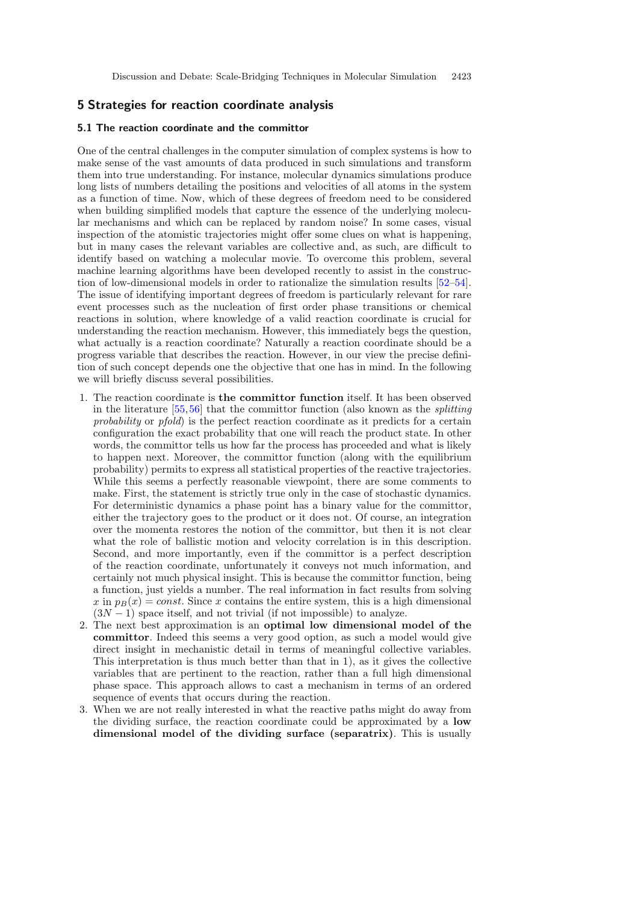## 5 Strategies for reaction coordinate analysis

### 5.1 The reaction coordinate and the committor

One of the central challenges in the computer simulation of complex systems is how to make sense of the vast amounts of data produced in such simulations and transform them into true understanding. For instance, molecular dynamics simulations produce long lists of numbers detailing the positions and velocities of all atoms in the system as a function of time. Now, which of these degrees of freedom need to be considered when building simplified models that capture the essence of the underlying molecular mechanisms and which can be replaced by random noise? In some cases, visual inspection of the atomistic trajectories might offer some clues on what is happening, but in many cases the relevant variables are collective and, as such, are difficult to identify based on watching a molecular movie. To overcome this problem, several machine learning algorithms have been developed recently to assist in the construction of low-dimensional models in order to rationalize the simulation results [52–54]. The issue of identifying important degrees of freedom is particularly relevant for rare event processes such as the nucleation of first order phase transitions or chemical reactions in solution, where knowledge of a valid reaction coordinate is crucial for understanding the reaction mechanism. However, this immediately begs the question, what actually is a reaction coordinate? Naturally a reaction coordinate should be a progress variable that describes the reaction. However, in our view the precise definition of such concept depends one the objective that one has in mind. In the following we will briefly discuss several possibilities.

1. The reaction coordinate is **the committor function** itself. It has been observed in the literature [55,56] that the committor function (also known as the *splitting probability* or *pfold*) is the perfect reaction coordinate as it predicts for a certain configuration the exact probability that one will reach the product state. In other words, the committor tells us how far the process has proceeded and what is likely to happen next. Moreover, the committor function (along with the equilibrium probability) permits to express all statistical properties of the reactive trajectories. While this seems a perfectly reasonable viewpoint, there are some comments to make. First, the statement is strictly true only in the case of stochastic dynamics. For deterministic dynamics a phase point has a binary value for the committor, either the trajectory goes to the product or it does not. Of course, an integration over the momenta restores the notion of the committor, but then it is not clear what the role of ballistic motion and velocity correlation is in this description. Second, and more importantly, even if the committor is a perfect description of the reaction coordinate, unfortunately it conveys not much information, and certainly not much physical insight. This is because the committor function, being a function, just yields a number. The real information in fact results from solving $x$ in $p_B(x) = const$. Since $x$ contains the entire system, this is a high dimensional $(3N - 1)$ space itself, and not trivial (if not impossible) to analyze.
2. The next best approximation is an **optimal low dimensional model of the committor**. Indeed this seems a very good option, as such a model would give direct insight in mechanistic detail in terms of meaningful collective variables. This interpretation is thus much better than that in 1), as it gives the collective variables that are pertinent to the reaction, rather than a full high dimensional phase space. This approach allows to cast a mechanism in terms of an ordered sequence of events that occurs during the reaction.
3. When we are not really interested in what the reactive paths might do away from the dividing surface, the reaction coordinate could be approximated by a **low dimensional model of the dividing surface (separatrix)**. This is usually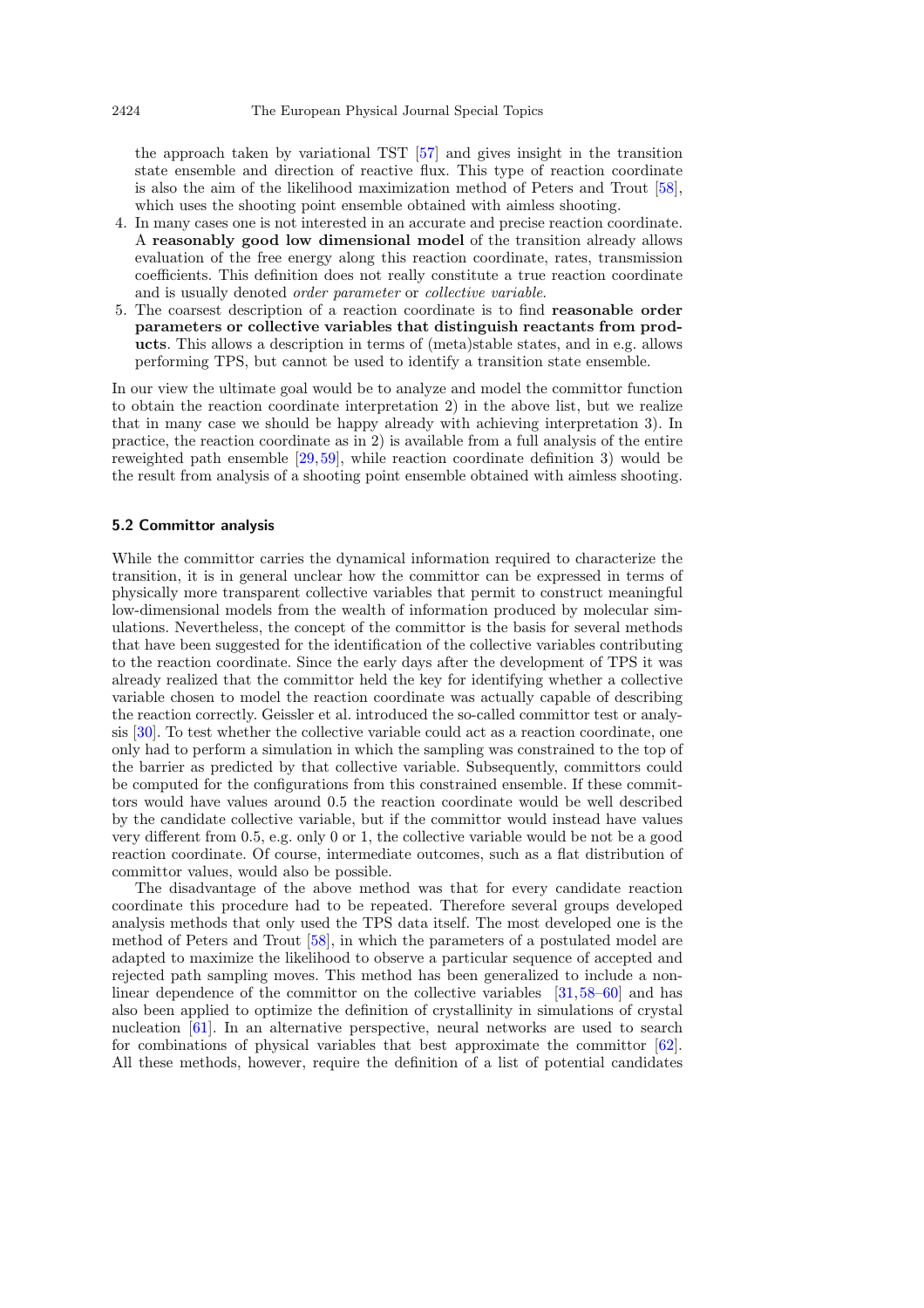the approach taken by variational TST [57] and gives insight in the transition state ensemble and direction of reactive flux. This type of reaction coordinate is also the aim of the likelihood maximization method of Peters and Trout [58], which uses the shooting point ensemble obtained with aimless shooting.

4. In many cases one is not interested in an accurate and precise reaction coordinate. A **reasonably good low dimensional model** of the transition already allows evaluation of the free energy along this reaction coordinate, rates, transmission coefficients. This definition does not really constitute a true reaction coordinate and is usually denoted *order parameter* or *collective variable*.
5. The coarsest description of a reaction coordinate is to find **reasonable order parameters or collective variables that distinguish reactants from products**. This allows a description in terms of (meta)stable states, and in e.g. allows performing TPS, but cannot be used to identify a transition state ensemble.

In our view the ultimate goal would be to analyze and model the committor function to obtain the reaction coordinate interpretation 2) in the above list, but we realize that in many case we should be happy already with achieving interpretation 3). In practice, the reaction coordinate as in 2) is available from a full analysis of the entire reweighted path ensemble [29,59], while reaction coordinate definition 3) would be the result from analysis of a shooting point ensemble obtained with aimless shooting.

### 5.2 Committor analysis

While the committor carries the dynamical information required to characterize the transition, it is in general unclear how the committor can be expressed in terms of physically more transparent collective variables that permit to construct meaningful low-dimensional models from the wealth of information produced by molecular simulations. Nevertheless, the concept of the committor is the basis for several methods that have been suggested for the identification of the collective variables contributing to the reaction coordinate. Since the early days after the development of TPS it was already realized that the committor held the key for identifying whether a collective variable chosen to model the reaction coordinate was actually capable of describing the reaction correctly. Geissler et al. introduced the so-called committor test or analysis [30]. To test whether the collective variable could act as a reaction coordinate, one only had to perform a simulation in which the sampling was constrained to the top of the barrier as predicted by that collective variable. Subsequently, committors could be computed for the configurations from this constrained ensemble. If these committors would have values around 0.5 the reaction coordinate would be well described by the candidate collective variable, but if the committor would instead have values very different from 0.5, e.g. only 0 or 1, the collective variable would be not be a good reaction coordinate. Of course, intermediate outcomes, such as a flat distribution of committor values, would also be possible.

The disadvantage of the above method was that for every candidate reaction coordinate this procedure had to be repeated. Therefore several groups developed analysis methods that only used the TPS data itself. The most developed one is the method of Peters and Trout [58], in which the parameters of a postulated model are adapted to maximize the likelihood to observe a particular sequence of accepted and rejected path sampling moves. This method has been generalized to include a nonlinear dependence of the committor on the collective variables [31,58–60] and has also been applied to optimize the definition of crystallinity in simulations of crystal nucleation [61]. In an alternative perspective, neural networks are used to search for combinations of physical variables that best approximate the committor [62]. All these methods, however, require the definition of a list of potential candidates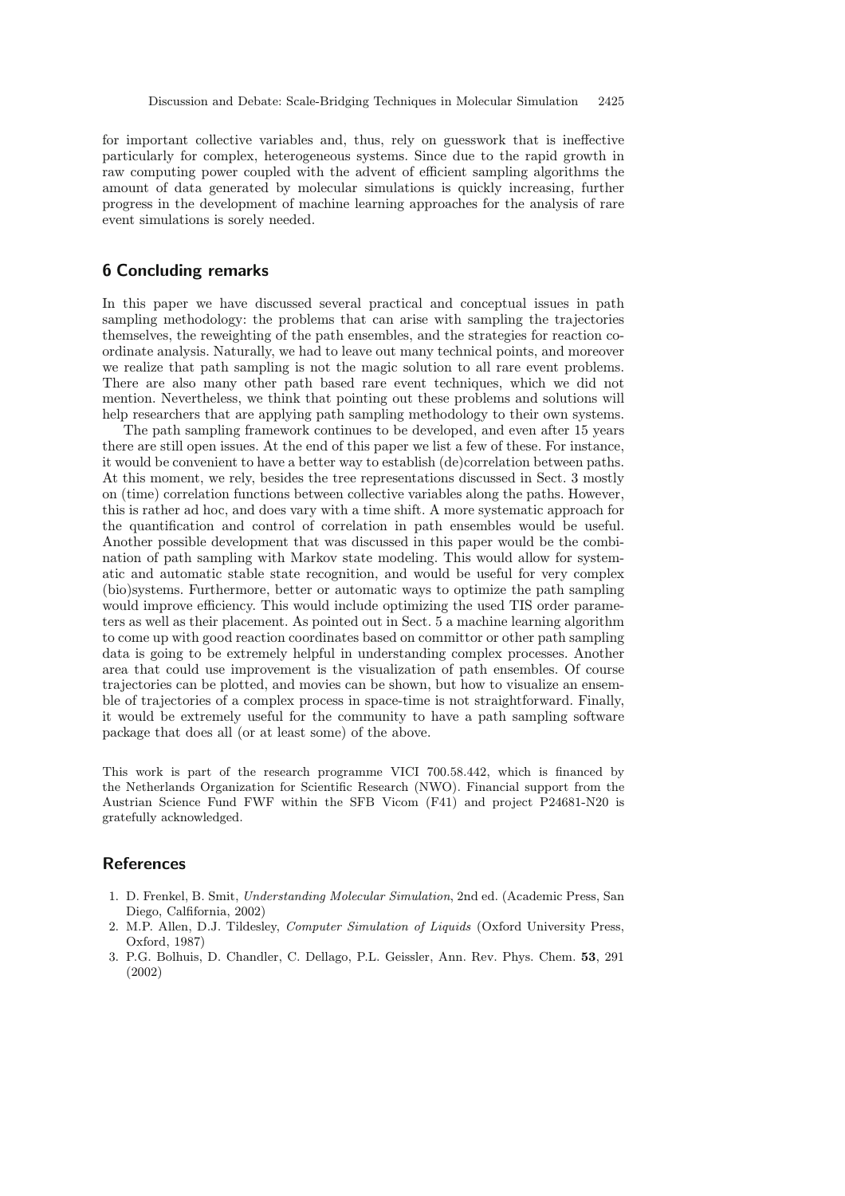for important collective variables and, thus, rely on guesswork that is ineffective particularly for complex, heterogeneous systems. Since due to the rapid growth in raw computing power coupled with the advent of efficient sampling algorithms the amount of data generated by molecular simulations is quickly increasing, further progress in the development of machine learning approaches for the analysis of rare event simulations is sorely needed.

## 6 Concluding remarks

In this paper we have discussed several practical and conceptual issues in path sampling methodology: the problems that can arise with sampling the trajectories themselves, the reweighting of the path ensembles, and the strategies for reaction coordinate analysis. Naturally, we had to leave out many technical points, and moreover we realize that path sampling is not the magic solution to all rare event problems. There are also many other path based rare event techniques, which we did not mention. Nevertheless, we think that pointing out these problems and solutions will help researchers that are applying path sampling methodology to their own systems.

The path sampling framework continues to be developed, and even after 15 years there are still open issues. At the end of this paper we list a few of these. For instance, it would be convenient to have a better way to establish (de)correlation between paths. At this moment, we rely, besides the tree representations discussed in Sect. 3 mostly on (time) correlation functions between collective variables along the paths. However, this is rather ad hoc, and does vary with a time shift. A more systematic approach for the quantification and control of correlation in path ensembles would be useful. Another possible development that was discussed in this paper would be the combination of path sampling with Markov state modeling. This would allow for systematic and automatic stable state recognition, and would be useful for very complex (bio)systems. Furthermore, better or automatic ways to optimize the path sampling would improve efficiency. This would include optimizing the used TIS order parameters as well as their placement. As pointed out in Sect. 5 a machine learning algorithm to come up with good reaction coordinates based on committor or other path sampling data is going to be extremely helpful in understanding complex processes. Another area that could use improvement is the visualization of path ensembles. Of course trajectories can be plotted, and movies can be shown, but how to visualize an ensemble of trajectories of a complex process in space-time is not straightforward. Finally, it would be extremely useful for the community to have a path sampling software package that does all (or at least some) of the above.

This work is part of the research programme VICI 700.58.442, which is financed by the Netherlands Organization for Scientific Research (NWO). Financial support from the Austrian Science Fund FWF within the SFB Vicom (F41) and project P24681-N20 is gratefully acknowledged.

## References

1. D. Frenkel, B. Smit, *Understanding Molecular Simulation*, 2nd ed. (Academic Press, San Diego, Calfifornia, 2002)
2. M.P. Allen, D.J. Tildesley, *Computer Simulation of Liquids* (Oxford University Press, Oxford, 1987)
3. P.G. Bolhuis, D. Chandler, C. Dellago, P.L. Geissler, Ann. Rev. Phys. Chem. **53**, 291 (2002)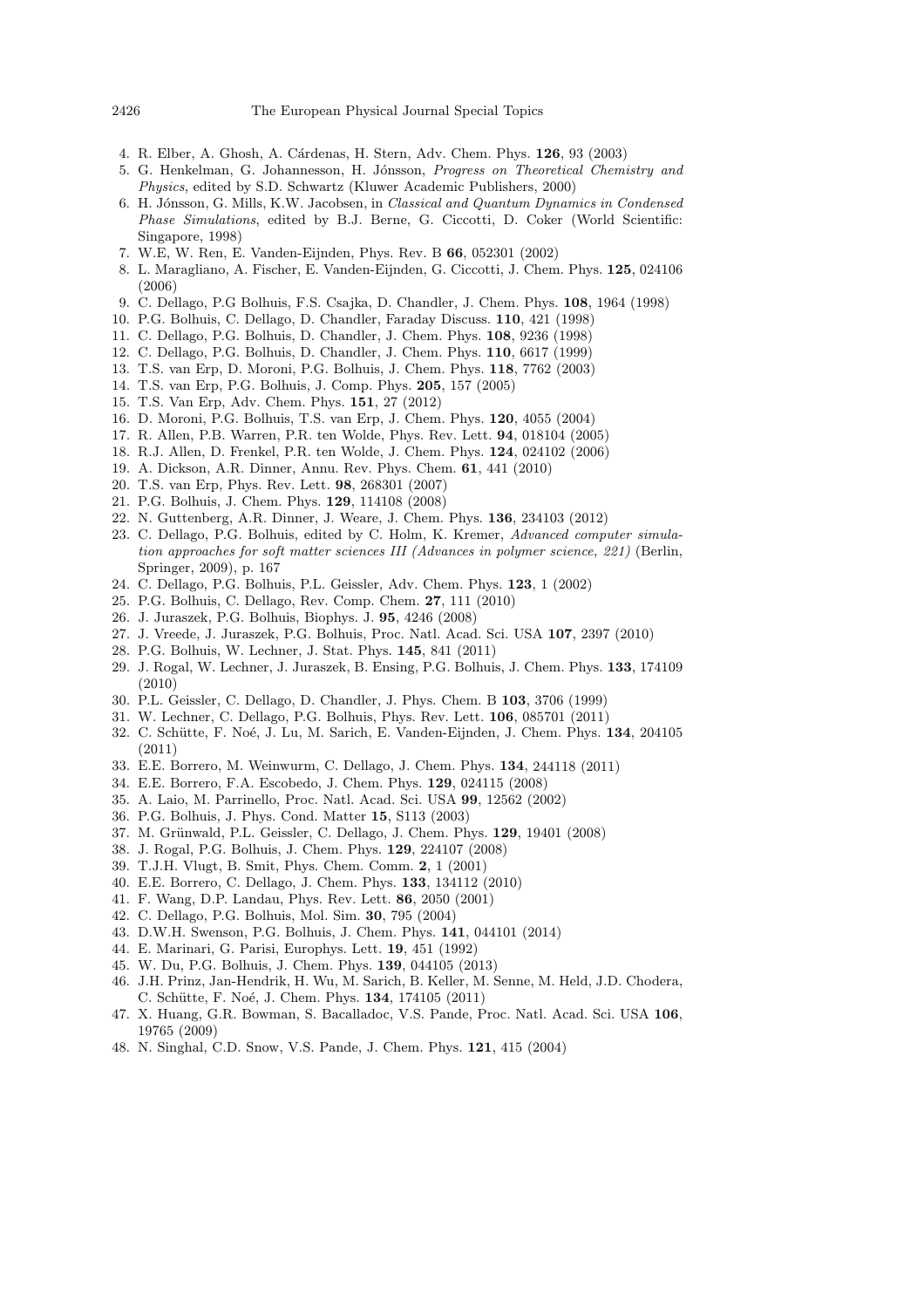4. R. Elber, A. Ghosh, A. Cárdenas, H. Stern, Adv. Chem. Phys. **126**, 93 (2003)
5. G. Henkelman, G. Johannesson, H. Jónsson, *Progress on Theoretical Chemistry and Physics*, edited by S.D. Schwartz (Kluwer Academic Publishers, 2000)
6. H. Jónsson, G. Mills, K.W. Jacobsen, in *Classical and Quantum Dynamics in Condensed Phase Simulations*, edited by B.J. Berne, G. Ciccotti, D. Coker (World Scientific: Singapore, 1998)
7. W.E, W. Ren, E. Vanden-Eijnden, Phys. Rev. B **66**, 052301 (2002)
8. L. Maragliano, A. Fischer, E. Vanden-Eijnden, G. Ciccotti, J. Chem. Phys. **125**, 024106 (2006)
9. C. Dellago, P.G Bolhuis, F.S. Csajka, D. Chandler, J. Chem. Phys. **108**, 1964 (1998)
10. P.G. Bolhuis, C. Dellago, D. Chandler, Faraday Discuss. **110**, 421 (1998)
11. C. Dellago, P.G. Bolhuis, D. Chandler, J. Chem. Phys. **108**, 9236 (1998)
12. C. Dellago, P.G. Bolhuis, D. Chandler, J. Chem. Phys. **110**, 6617 (1999)
13. T.S. van Erp, D. Moroni, P.G. Bolhuis, J. Chem. Phys. **118**, 7762 (2003)
14. T.S. van Erp, P.G. Bolhuis, J. Comp. Phys. **205**, 157 (2005)
15. T.S. Van Erp, Adv. Chem. Phys. **151**, 27 (2012)
16. D. Moroni, P.G. Bolhuis, T.S. van Erp, J. Chem. Phys. **120**, 4055 (2004)
17. R. Allen, P.B. Warren, P.R. ten Wolde, Phys. Rev. Lett. **94**, 018104 (2005)
18. R.J. Allen, D. Frenkel, P.R. ten Wolde, J. Chem. Phys. **124**, 024102 (2006)
19. A. Dickson, A.R. Dinner, Annu. Rev. Phys. Chem. **61**, 441 (2010)
20. T.S. van Erp, Phys. Rev. Lett. **98**, 268301 (2007)
21. P.G. Bolhuis, J. Chem. Phys. **129**, 114108 (2008)
22. N. Guttenberg, A.R. Dinner, J. Weare, J. Chem. Phys. **136**, 234103 (2012)
23. C. Dellago, P.G. Bolhuis, edited by C. Holm, K. Kremer, *Advanced computer simulation approaches for soft matter sciences III (Advances in polymer science, 221)* (Berlin, Springer, 2009), p. 167
24. C. Dellago, P.G. Bolhuis, P.L. Geissler, Adv. Chem. Phys. **123**, 1 (2002)
25. P.G. Bolhuis, C. Dellago, Rev. Comp. Chem. **27**, 111 (2010)
26. J. Juraszek, P.G. Bolhuis, Biophys. J. **95**, 4246 (2008)
27. J. Vreede, J. Juraszek, P.G. Bolhuis, Proc. Natl. Acad. Sci. USA **107**, 2397 (2010)
28. P.G. Bolhuis, W. Lechner, J. Stat. Phys. **145**, 841 (2011)
29. J. Rogal, W. Lechner, J. Juraszek, B. Ensing, P.G. Bolhuis, J. Chem. Phys. **133**, 174109 (2010)
30. P.L. Geissler, C. Dellago, D. Chandler, J. Phys. Chem. B **103**, 3706 (1999)
31. W. Lechner, C. Dellago, P.G. Bolhuis, Phys. Rev. Lett. **106**, 085701 (2011)
32. C. Schütte, F. Noé, J. Lu, M. Sarich, E. Vanden-Eijnden, J. Chem. Phys. **134**, 204105 (2011)
33. E.E. Borrero, M. Weinwurm, C. Dellago, J. Chem. Phys. **134**, 244118 (2011)
34. E.E. Borrero, F.A. Escobedo, J. Chem. Phys. **129**, 024115 (2008)
35. A. Laio, M. Parrinello, Proc. Natl. Acad. Sci. USA **99**, 12562 (2002)
36. P.G. Bolhuis, J. Phys. Cond. Matter **15**, S113 (2003)
37. M. Grünwald, P.L. Geissler, C. Dellago, J. Chem. Phys. **129**, 19401 (2008)
38. J. Rogal, P.G. Bolhuis, J. Chem. Phys. **129**, 224107 (2008)
39. T.J.H. Vlugt, B. Smit, Phys. Chem. Comm. **2**, 1 (2001)
40. E.E. Borrero, C. Dellago, J. Chem. Phys. **133**, 134112 (2010)
41. F. Wang, D.P. Landau, Phys. Rev. Lett. **86**, 2050 (2001)
42. C. Dellago, P.G. Bolhuis, Mol. Sim. **30**, 795 (2004)
43. D.W.H. Swenson, P.G. Bolhuis, J. Chem. Phys. **141**, 044101 (2014)
44. E. Marinari, G. Parisi, Europhys. Lett. **19**, 451 (1992)
45. W. Du, P.G. Bolhuis, J. Chem. Phys. **139**, 044105 (2013)
46. J.H. Prinz, Jan-Hendrik, H. Wu, M. Sarich, B. Keller, M. Senne, M. Held, J.D. Chodera, C. Schütte, F. Noé, J. Chem. Phys. **134**, 174105 (2011)
47. X. Huang, G.R. Bowman, S. Bacalladoc, V.S. Pande, Proc. Natl. Acad. Sci. USA **106**, 19765 (2009)
48. N. Singhal, C.D. Snow, V.S. Pande, J. Chem. Phys. **121**, 415 (2004)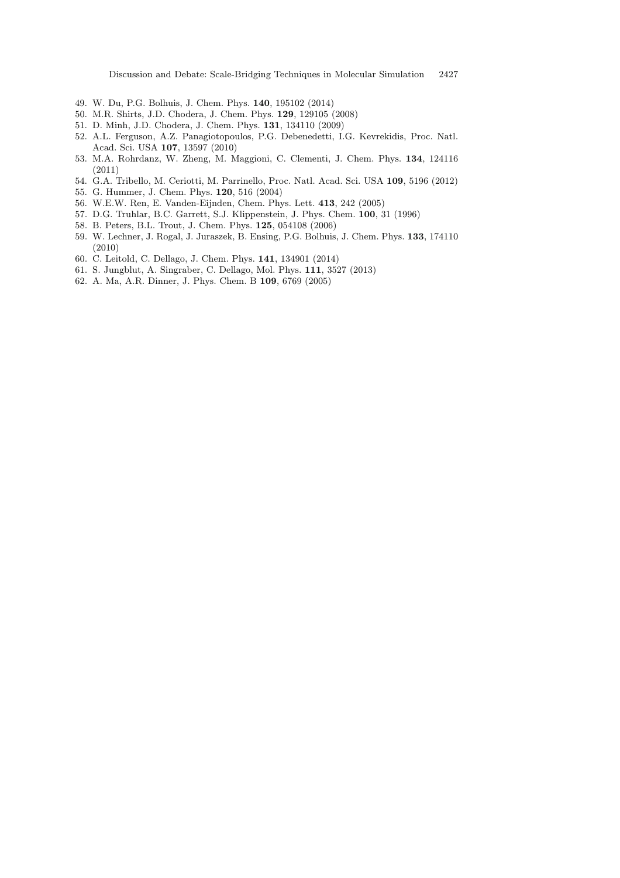49. W. Du, P.G. Bolhuis, J. Chem. Phys. **140**, 195102 (2014)
50. M.R. Shirts, J.D. Chodera, J. Chem. Phys. **129**, 129105 (2008)
51. D. Minh, J.D. Chodera, J. Chem. Phys. **131**, 134110 (2009)
52. A.L. Ferguson, A.Z. Panagiotopoulos, P.G. Debenedetti, I.G. Kevrekidis, Proc. Natl. Acad. Sci. USA **107**, 13597 (2010)
53. M.A. Rohrdanz, W. Zheng, M. Maggioni, C. Clementi, J. Chem. Phys. **134**, 124116 (2011)
54. G.A. Tribello, M. Ceriotti, M. Parrinello, Proc. Natl. Acad. Sci. USA **109**, 5196 (2012)
55. G. Hummer, J. Chem. Phys. **120**, 516 (2004)
56. W.E.W. Ren, E. Vanden-Eijnden, Chem. Phys. Lett. **413**, 242 (2005)
57. D.G. Truhlar, B.C. Garrett, S.J. Klippenstein, J. Phys. Chem. **100**, 31 (1996)
58. B. Peters, B.L. Trout, J. Chem. Phys. **125**, 054108 (2006)
59. W. Lechner, J. Rogal, J. Juraszek, B. Ensing, P.G. Bolhuis, J. Chem. Phys. **133**, 174110 (2010)
60. C. Leitold, C. Dellago, J. Chem. Phys. **141**, 134901 (2014)
61. S. Jungblut, A. Singraber, C. Dellago, Mol. Phys. **111**, 3527 (2013)
62. A. Ma, A.R. Dinner, J. Phys. Chem. B **109**, 6769 (2005)